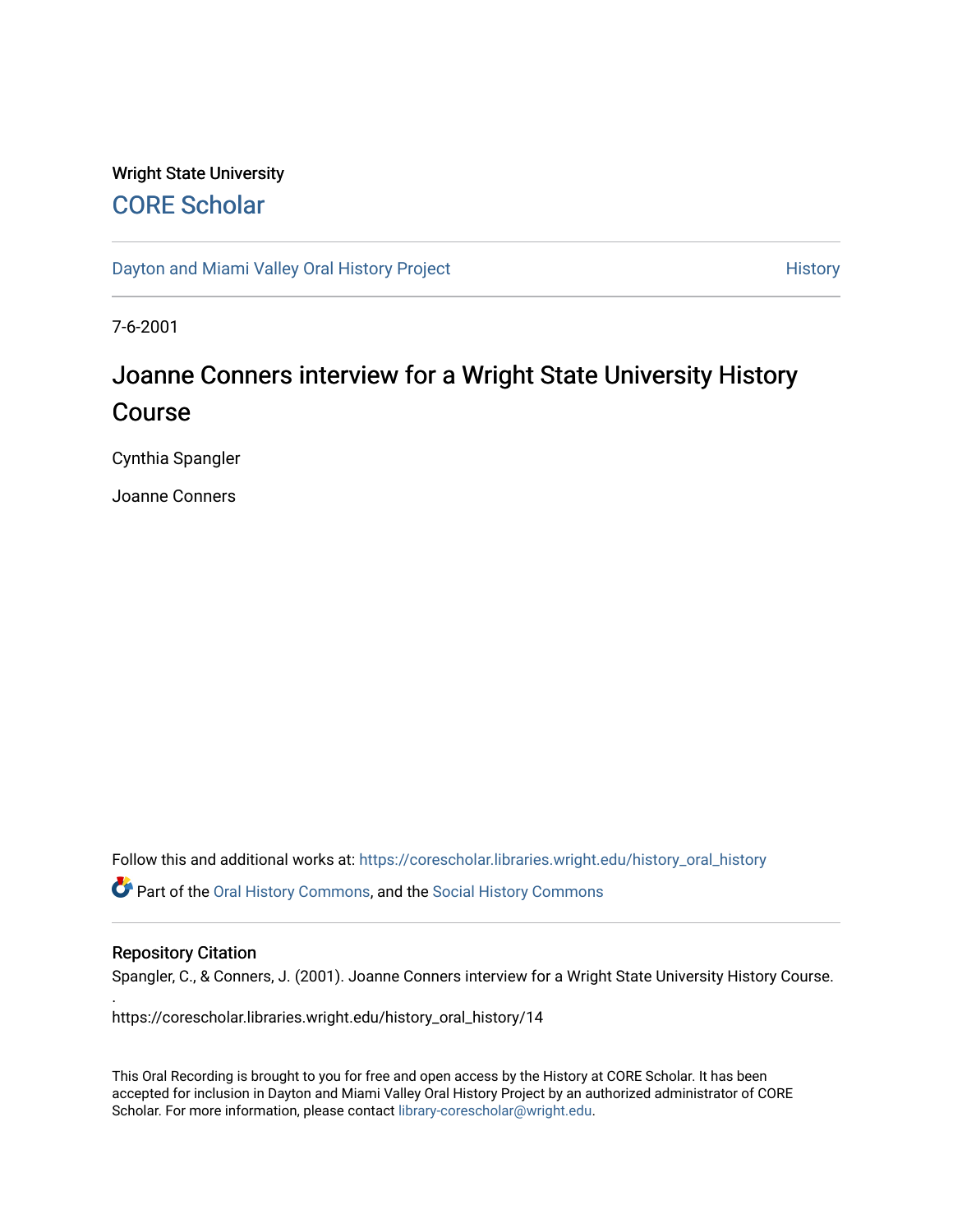Wright State University

CORE Scholar

Dayton and Miami Valley Oral History Project

History

7-6-2001

# Joanne Conners interview for a Wright State University History Course

Cynthia Spangler

Joanne Conners

Follow this and additional works at: https://corescholar.libraries.wright.edu/history_oral_history

Part of the Oral History Commons, and the Social History Commons

## Repository Citation

Spangler, C., & Conners, J. (2001). Joanne Conners interview for a Wright State University History Course.
.
https://corescholar.libraries.wright.edu/history_oral_history/14

This Oral Recording is brought to you for free and open access by the History at CORE Scholar. It has been accepted for inclusion in Dayton and Miami Valley Oral History Project by an authorized administrator of CORE Scholar. For more information, please contact library-corescholar@wright.edu.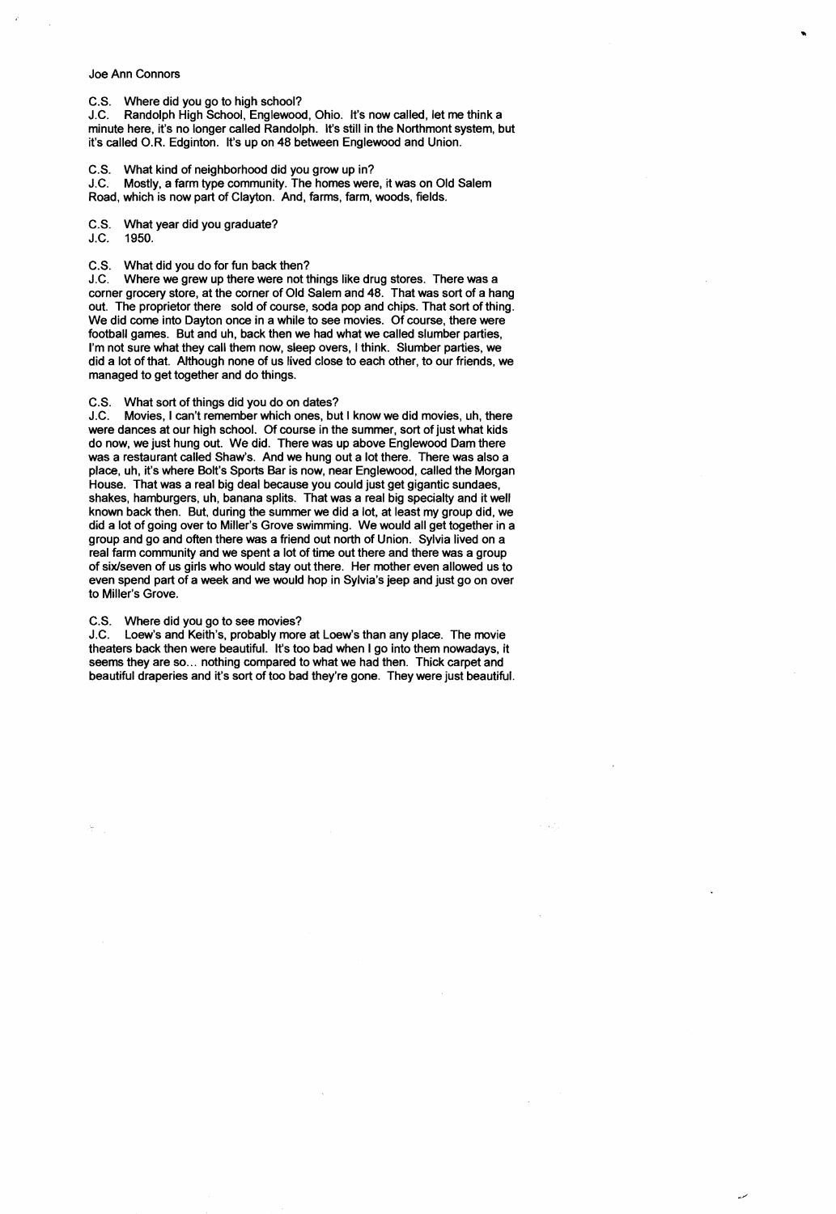Joe Ann Connors

C.S. Where did you go to high school?
J.C. Randolph High School, Englewood, Ohio. It's now called, let me think a minute here, it's no longer called Randolph. It's still in the Northmont system, but it's called O.R. Edginton. It's up on 48 between Englewood and Union.

C.S. What kind of neighborhood did you grow up in?
J.C. Mostly, a farm type community. The homes were, it was on Old Salem Road, which is now part of Clayton. And, farms, farm, woods, fields.

C.S. What year did you graduate?
J.C. 1950.

C.S. What did you do for fun back then?
J.C. Where we grew up there were not things like drug stores. There was a corner grocery store, at the corner of Old Salem and 48. That was sort of a hang out. The proprietor there sold of course, soda pop and chips. That sort of thing. We did come into Dayton once in a while to see movies. Of course, there were football games. But and uh, back then we had what we called slumber parties, I'm not sure what they call them now, sleep overs, I think. Slumber parties, we did a lot of that. Although none of us lived close to each other, to our friends, we managed to get together and do things.

C.S. What sort of things did you do on dates?
J.C. Movies, I can't remember which ones, but I know we did movies, uh, there were dances at our high school. Of course in the summer, sort of just what kids do now, we just hung out. We did. There was up above Englewood Dam there was a restaurant called Shaw's. And we hung out a lot there. There was also a place, uh, it's where Bolt's Sports Bar is now, near Englewood, called the Morgan House. That was a real big deal because you could just get gigantic sundaes, shakes, hamburgers, uh, banana splits. That was a real big specialty and it well known back then. But, during the summer we did a lot, at least my group did, we did a lot of going over to Miller's Grove swimming. We would all get together in a group and go and often there was a friend out north of Union. Sylvia lived on a real farm community and we spent a lot of time out there and there was a group of six/seven of us girls who would stay out there. Her mother even allowed us to even spend part of a week and we would hop in Sylvia's jeep and just go on over to Miller's Grove.

C.S. Where did you go to see movies?
J.C. Loew's and Keith's, probably more at Loew's than any place. The movie theaters back then were beautiful. It's too bad when I go into them nowadays, it seems they are so... nothing compared to what we had then. Thick carpet and beautiful draperies and it's sort of too bad they're gone. They were just beautiful.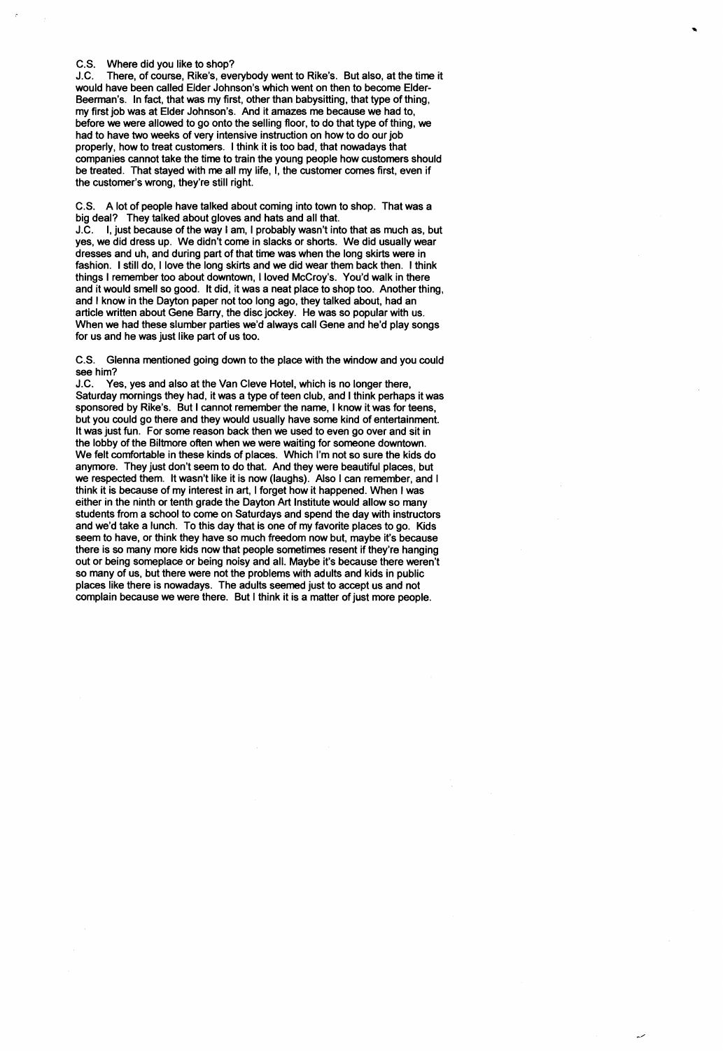C.S. Where did you like to shop?
J.C. There, of course, Rike's, everybody went to Rike's. But also, at the time it would have been called Elder Johnson's which went on then to become Elder-Beerman's. In fact, that was my first, other than babysitting, that type of thing, my first job was at Elder Johnson's. And it amazes me because we had to, before we were allowed to go onto the selling floor, to do that type of thing, we had to have two weeks of very intensive instruction on how to do our job properly, how to treat customers. I think it is too bad, that nowadays that companies cannot take the time to train the young people how customers should be treated. That stayed with me all my life, I, the customer comes first, even if the customer's wrong, they're still right.

C.S. A lot of people have talked about coming into town to shop. That was a big deal? They talked about gloves and hats and all that.
J.C. I, just because of the way I am, I probably wasn't into that as much as, but yes, we did dress up. We didn't come in slacks or shorts. We did usually wear dresses and uh, and during part of that time was when the long skirts were in fashion. I still do, I love the long skirts and we did wear them back then. I think things I remember too about downtown, I loved McCroy's. You'd walk in there and it would smell so good. It did, it was a neat place to shop too. Another thing, and I know in the Dayton paper not too long ago, they talked about, had an article written about Gene Barry, the disc jockey. He was so popular with us. When we had these slumber parties we'd always call Gene and he'd play songs for us and he was just like part of us too.

C.S. Glenna mentioned going down to the place with the window and you could see him?
J.C. Yes, yes and also at the Van Cleve Hotel, which is no longer there, Saturday mornings they had, it was a type of teen club, and I think perhaps it was sponsored by Rike's. But I cannot remember the name, I know it was for teens, but you could go there and they would usually have some kind of entertainment. It was just fun. For some reason back then we used to even go over and sit in the lobby of the Biltmore often when we were waiting for someone downtown. We felt comfortable in these kinds of places. Which I'm not so sure the kids do anymore. They just don't seem to do that. And they were beautiful places, but we respected them. It wasn't like it is now (laughs). Also I can remember, and I think it is because of my interest in art, I forget how it happened. When I was either in the ninth or tenth grade the Dayton Art Institute would allow so many students from a school to come on Saturdays and spend the day with instructors and we'd take a lunch. To this day that is one of my favorite places to go. Kids seem to have, or think they have so much freedom now but, maybe it's because there is so many more kids now that people sometimes resent if they're hanging out or being someplace or being noisy and all. Maybe it's because there weren't so many of us, but there were not the problems with adults and kids in public places like there is nowadays. The adults seemed just to accept us and not complain because we were there. But I think it is a matter of just more people.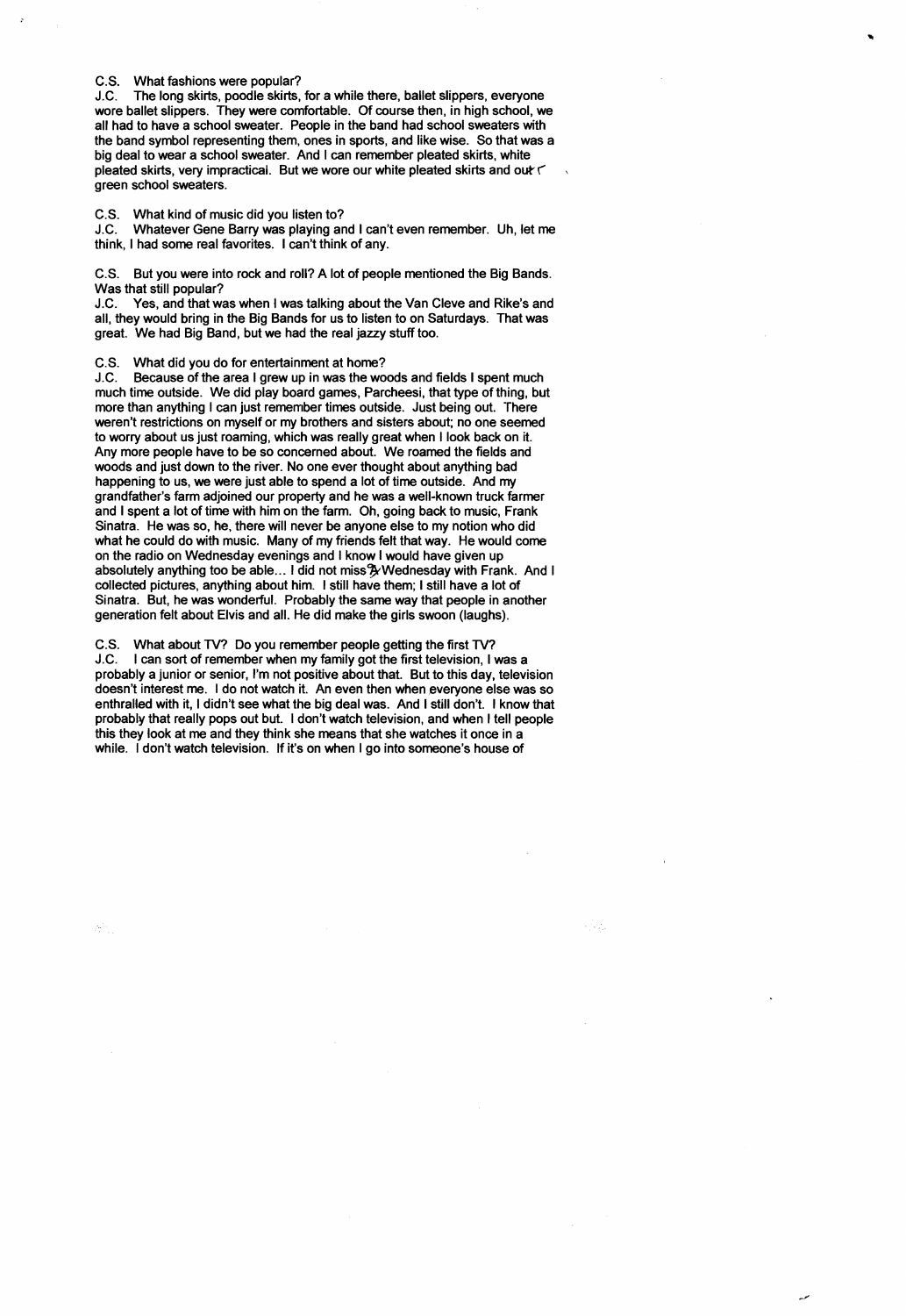C.S. What fashions were popular?
J.C. The long skirts, poodle skirts, for a while there, ballet slippers, everyone wore ballet slippers. They were comfortable. Of course then, in high school, we all had to have a school sweater. People in the band had school sweaters with the band symbol representing them, ones in sports, and like wise. So that was a big deal to wear a school sweater. And I can remember pleated skirts, white pleated skirts, very impractical. But we wore our white pleated skirts and our green school sweaters.

C.S. What kind of music did you listen to?
J.C. Whatever Gene Barry was playing and I can't even remember. Uh, let me think, I had some real favorites. I can't think of any.

C.S. But you were into rock and roll? A lot of people mentioned the Big Bands. Was that still popular?
J.C. Yes, and that was when I was talking about the Van Cleve and Rike's and all, they would bring in the Big Bands for us to listen to on Saturdays. That was great. We had Big Band, but we had the real jazzy stuff too.

C.S. What did you do for entertainment at home?
J.C. Because of the area I grew up in was the woods and fields I spent much much time outside. We did play board games, Parcheesi, that type of thing, but more than anything I can just remember times outside. Just being out. There weren't restrictions on myself or my brothers and sisters about; no one seemed to worry about us just roaming, which was really great when I look back on it. Any more people have to be so concerned about. We roamed the fields and woods and just down to the river. No one ever thought about anything bad happening to us, we were just able to spend a lot of time outside. And my grandfather's farm adjoined our property and he was a well-known truck farmer and I spent a lot of time with him on the farm. Oh, going back to music, Frank Sinatra. He was so, he, there will never be anyone else to my notion who did what he could do with music. Many of my friends felt that way. He would come on the radio on Wednesday evenings and I know I would have given up absolutely anything too be able... I did not miss a Wednesday with Frank. And I collected pictures, anything about him. I still have them; I still have a lot of Sinatra. But, he was wonderful. Probably the same way that people in another generation felt about Elvis and all. He did make the girls swoon (laughs).

C.S. What about TV? Do you remember people getting the first TV?
J.C. I can sort of remember when my family got the first television, I was a probably a junior or senior, I'm not positive about that. But to this day, television doesn't interest me. I do not watch it. An even then when everyone else was so enthralled with it, I didn't see what the big deal was. And I still don't. I know that probably that really pops out but. I don't watch television, and when I tell people this they look at me and they think she means that she watches it once in a while. I don't watch television. If it's on when I go into someone's house of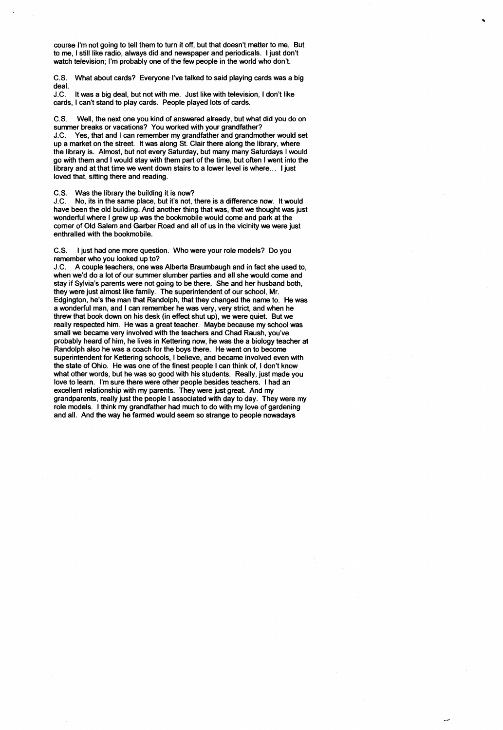course I'm not going to tell them to turn it off, but that doesn't matter to me. But to me, I still like radio, always did and newspaper and periodicals. I just don't watch television; I'm probably one of the few people in the world who don't.

C.S. What about cards? Everyone I've talked to said playing cards was a big deal.
J.C. It was a big deal, but not with me. Just like with television, I don't like cards, I can't stand to play cards. People played lots of cards.

C.S. Well, the next one you kind of answered already, but what did you do on summer breaks or vacations? You worked with your grandfather?
J.C. Yes, that and I can remember my grandfather and grandmother would set up a market on the street. It was along St. Clair there along the library, where the library is. Almost, but not every Saturday, but many many Saturdays I would go with them and I would stay with them part of the time, but often I went into the library and at that time we went down stairs to a lower level is where... I just loved that, sitting there and reading.

C.S. Was the library the building it is now?
J.C. No, its in the same place, but it's not, there is a difference now. It would have been the old building. And another thing that was, that we thought was just wonderful where I grew up was the bookmobile would come and park at the corner of Old Salem and Garber Road and all of us in the vicinity we were just enthralled with the bookmobile.

C.S. I just had one more question. Who were your role models? Do you remember who you looked up to?
J.C. A couple teachers, one was Alberta Braumbaugh and in fact she used to, when we'd do a lot of our summer slumber parties and all she would come and stay if Sylvia's parents were not going to be there. She and her husband both, they were just almost like family. The superintendent of our school, Mr. Edgington, he's the man that Randolph, that they changed the name to. He was a wonderful man, and I can remember he was very, very strict, and when he threw that book down on his desk (in effect shut up), we were quiet. But we really respected him. He was a great teacher. Maybe because my school was small we became very involved with the teachers and Chad Raush, you've probably heard of him, he lives in Kettering now, he was the a biology teacher at Randolph also he was a coach for the boys there. He went on to become superintendent for Kettering schools, I believe, and became involved even with the state of Ohio. He was one of the finest people I can think of, I don't know what other words, but he was so good with his students. Really, just made you love to learn. I'm sure there were other people besides teachers. I had an excellent relationship with my parents. They were just great. And my grandparents, really just the people I associated with day to day. They were my role models. I think my grandfather had much to do with my love of gardening and all. And the way he farmed would seem so strange to people nowadays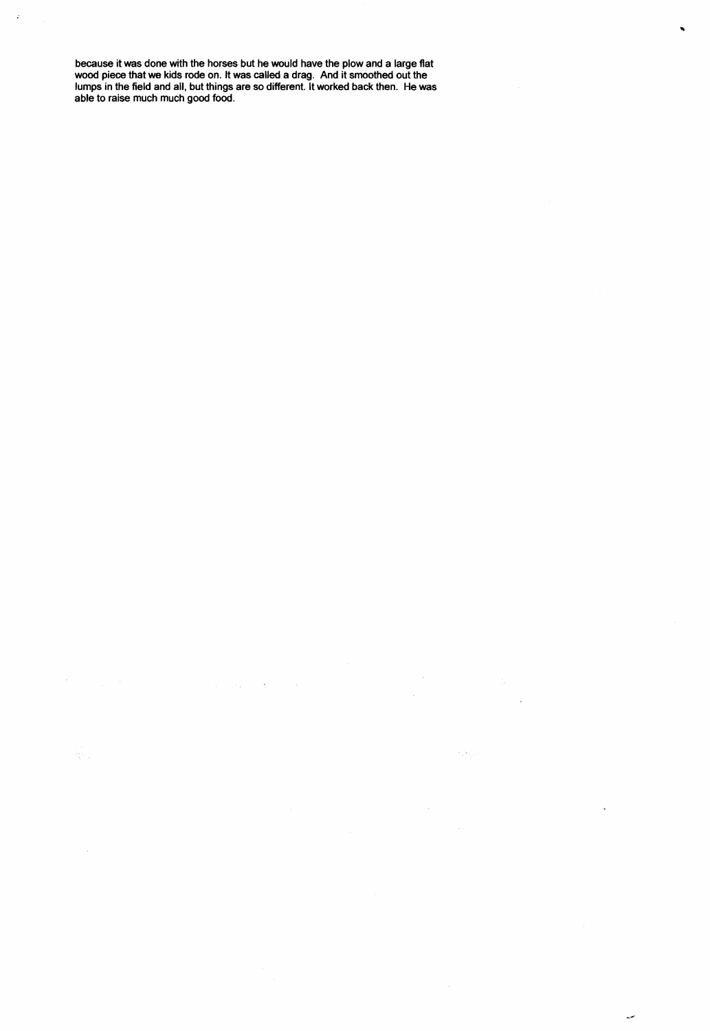because it was done with the horses but he would have the plow and a large flat wood piece that we kids rode on. It was called a drag. And it smoothed out the lumps in the field and all, but things are so different. It worked back then. He was able to raise much much good food.